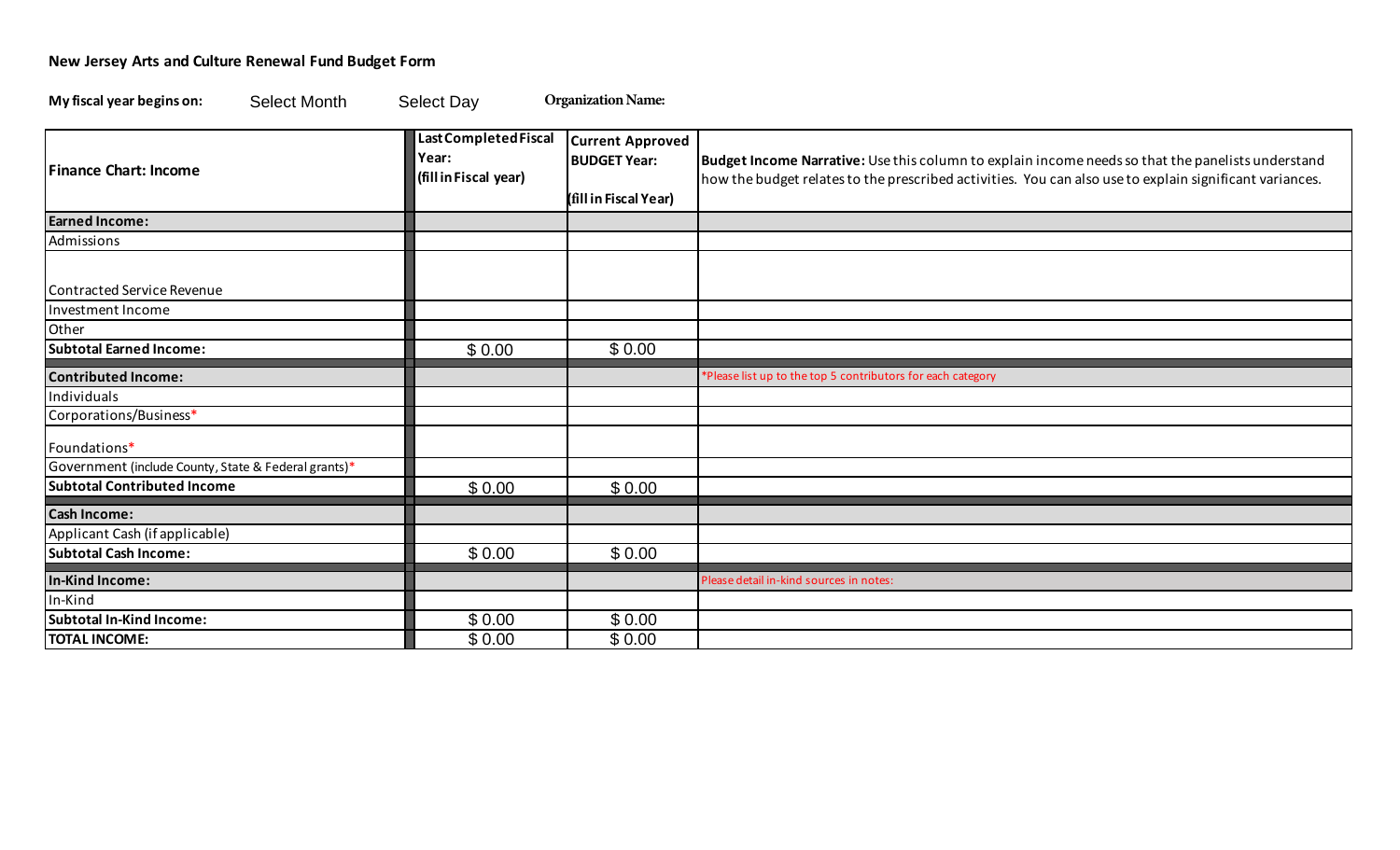**New Jersey Arts and Culture Renewal Fund Budget Form**

**My fiscal year begins on:** Select Month Select Day **Organization Name:**

| **Finance Chart: Income** | **Last Completed Fiscal Year: (fill in Fiscal year)** | **Current Approved BUDGET Year: (fill in Fiscal Year)** | **Budget Income Narrative:** Use this column to explain income needs so that the panelists understand how the budget relates to the prescribed activities. You can also use to explain significant variances. |
|---|---|---|---|
| **Earned Income:** | | | |
| Admissions | | | |
| Contracted Service Revenue | | | |
| Investment Income | | | |
| Other | | | |
| **Subtotal Earned Income:** | $ 0.00 | $ 0.00 | |
| **Contributed Income:** | | | *Please list up to the top 5 contributors for each category |
| Individuals | | | |
| Corporations/Business* | | | |
| Foundations* | | | |
| Government (include County, State & Federal grants)* | | | |
| **Subtotal Contributed Income** | $ 0.00 | $ 0.00 | |
| **Cash Income:** | | | |
| Applicant Cash (if applicable) | | | |
| **Subtotal Cash Income:** | $ 0.00 | $ 0.00 | |
| **In-Kind Income:** | | | Please detail in-kind sources in notes: |
| In-Kind | | | |
| **Subtotal In-Kind Income:** | $ 0.00 | $ 0.00 | |
| **TOTAL INCOME:** | $ 0.00 | $ 0.00 | |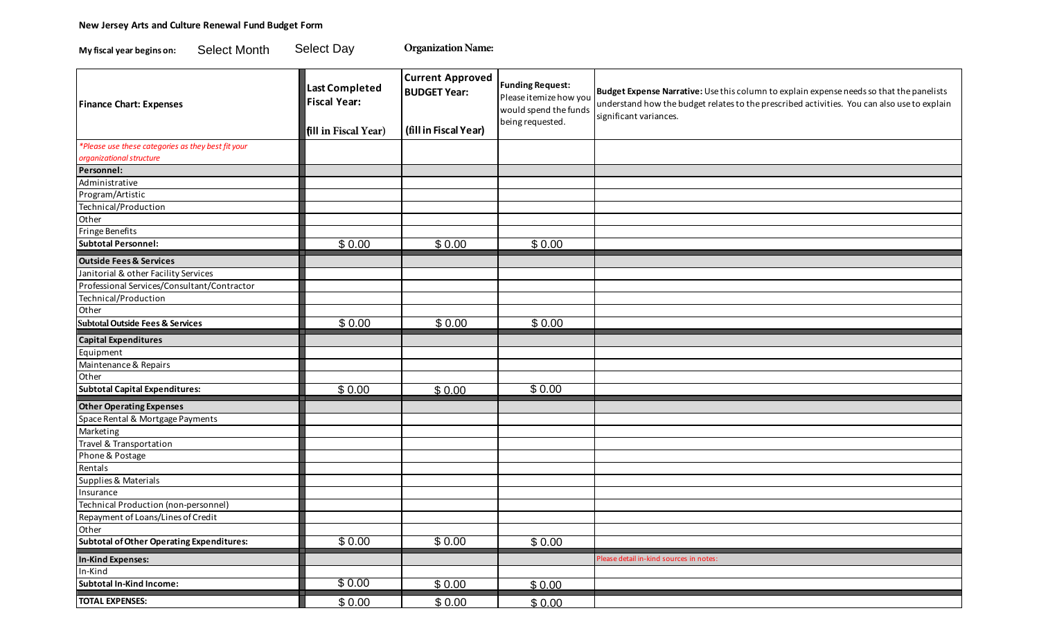**New Jersey Arts and Culture Renewal Fund Budget Form**

**My fiscal year begins on:** Select Month Select Day **Organization Name:**

| **Finance Chart: Expenses** | **Last Completed Fiscal Year:** (fill in Fiscal Year) | **Current Approved BUDGET Year:** (fill in Fiscal Year) | **Funding Request:** Please itemize how you would spend the funds being requested. | **Budget Expense Narrative:** Use this column to explain expense needs so that the panelists understand how the budget relates to the prescribed activities. You can also use to explain significant variances. |
|---|---|---|---|---|
| *\*Please use these categories as they best fit your organizational structure* | | | | |
| **Personnel:** | | | | |
| Administrative | | | | |
| Program/Artistic | | | | |
| Technical/Production | | | | |
| Other | | | | |
| Fringe Benefits | | | | |
| **Subtotal Personnel:** | $ 0.00 | $ 0.00 | $ 0.00 | |
| **Outside Fees & Services** | | | | |
| Janitorial & other Facility Services | | | | |
| Professional Services/Consultant/Contractor | | | | |
| Technical/Production | | | | |
| Other | | | | |
| **Subtotal Outside Fees & Services** | $ 0.00 | $ 0.00 | $ 0.00 | |
| **Capital Expenditures** | | | | |
| Equipment | | | | |
| Maintenance & Repairs | | | | |
| Other | | | | |
| **Subtotal Capital Expenditures:** | $ 0.00 | $ 0.00 | $ 0.00 | |
| **Other Operating Expenses** | | | | |
| Space Rental & Mortgage Payments | | | | |
| Marketing | | | | |
| Travel & Transportation | | | | |
| Phone & Postage | | | | |
| Rentals | | | | |
| Supplies & Materials | | | | |
| Insurance | | | | |
| Technical Production (non-personnel) | | | | |
| Repayment of Loans/Lines of Credit | | | | |
| Other | | | | |
| **Subtotal of Other Operating Expenditures:** | $ 0.00 | $ 0.00 | $ 0.00 | |
| **In-Kind Expenses:** | | | | Please detail in-kind sources in notes: |
| In-Kind | | | | |
| **Subtotal In-Kind Income:** | $ 0.00 | $ 0.00 | $ 0.00 | |
| **TOTAL EXPENSES:** | $ 0.00 | $ 0.00 | $ 0.00 | |